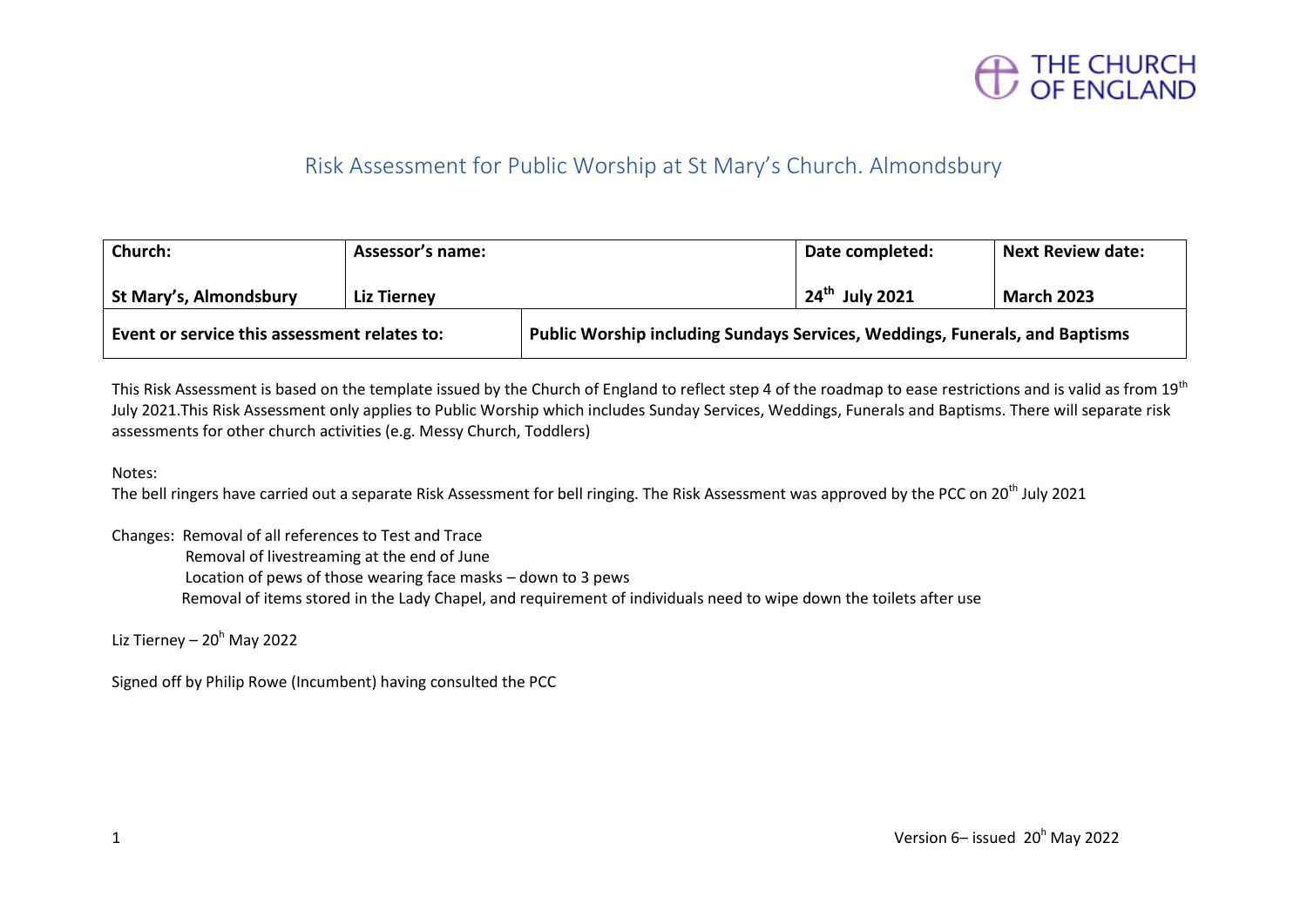THE CHURCH OF ENGLAND

# Risk Assessment for Public Worship at St Mary's Church. Almondsbury

| Church: | Assessor's name: | | Date completed: | Next Review date: |
|---|---|---|---|---|
| **St Mary's, Almondsbury** | **Liz Tierney** | | **24th July 2021** | **March 2023** |
| **Event or service this assessment relates to:** | | **Public Worship including Sundays Services, Weddings, Funerals, and Baptisms** | | |

This Risk Assessment is based on the template issued by the Church of England to reflect step 4 of the roadmap to ease restrictions and is valid as from 19th July 2021.This Risk Assessment only applies to Public Worship which includes Sunday Services, Weddings, Funerals and Baptisms. There will separate risk assessments for other church activities (e.g. Messy Church, Toddlers)

Notes:
The bell ringers have carried out a separate Risk Assessment for bell ringing. The Risk Assessment was approved by the PCC on 20th July 2021

Changes: Removal of all references to Test and Trace
Removal of livestreaming at the end of June
Location of pews of those wearing face masks – down to 3 pews
Removal of items stored in the Lady Chapel, and requirement of individuals need to wipe down the toilets after use

Liz Tierney – 20h May 2022

Signed off by Philip Rowe (Incumbent) having consulted the PCC

Version 6– issued 20h May 2022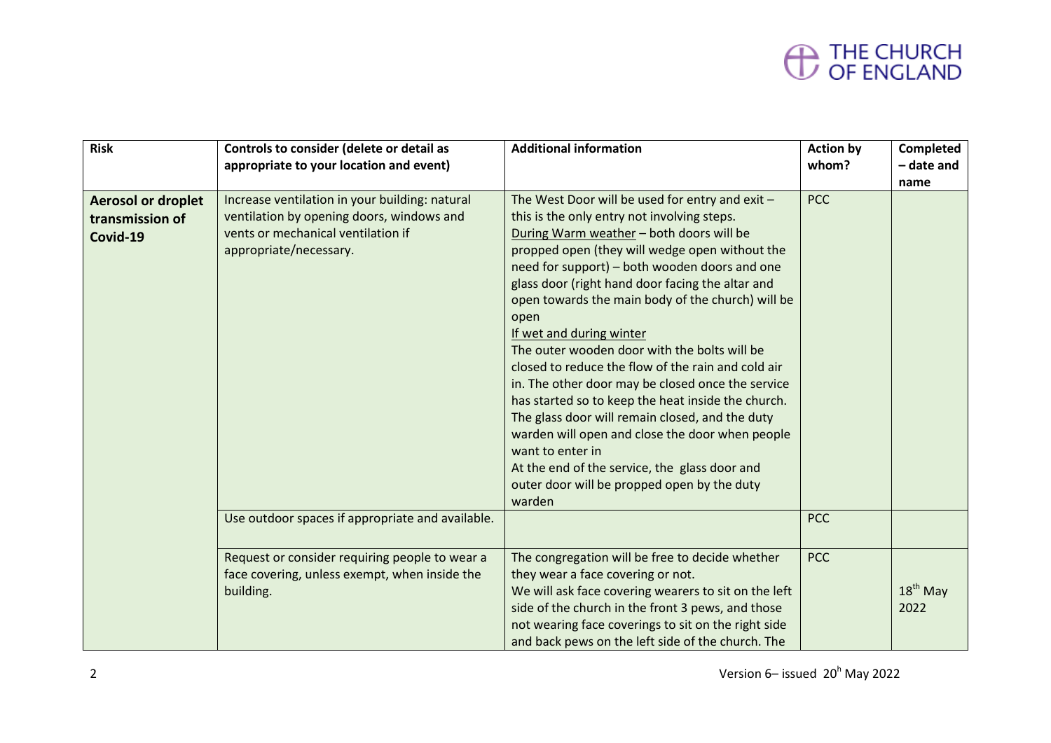| Risk | Controls to consider (delete or detail as appropriate to your location and event) | Additional information | Action by whom? | Completed – date and name |
|---|---|---|---|---|
| **Aerosol or droplet transmission of Covid-19** | Increase ventilation in your building: natural ventilation by opening doors, windows and vents or mechanical ventilation if appropriate/necessary. | The West Door will be used for entry and exit – this is the only entry not involving steps. <u>During Warm weather</u> – both doors will be propped open (they will wedge open without the need for support) – both wooden doors and one glass door (right hand door facing the altar and open towards the main body of the church) will be open <u>If wet and during winter</u> The outer wooden door with the bolts will be closed to reduce the flow of the rain and cold air in. The other door may be closed once the service has started so to keep the heat inside the church. The glass door will remain closed, and the duty warden will open and close the door when people want to enter in At the end of the service, the glass door and outer door will be propped open by the duty warden | PCC | |
| | Use outdoor spaces if appropriate and available. | | PCC | |
| | Request or consider requiring people to wear a face covering, unless exempt, when inside the building. | The congregation will be free to decide whether they wear a face covering or not. We will ask face covering wearers to sit on the left side of the church in the front 3 pews, and those not wearing face coverings to sit on the right side and back pews on the left side of the church. The | PCC | 18th May 2022 |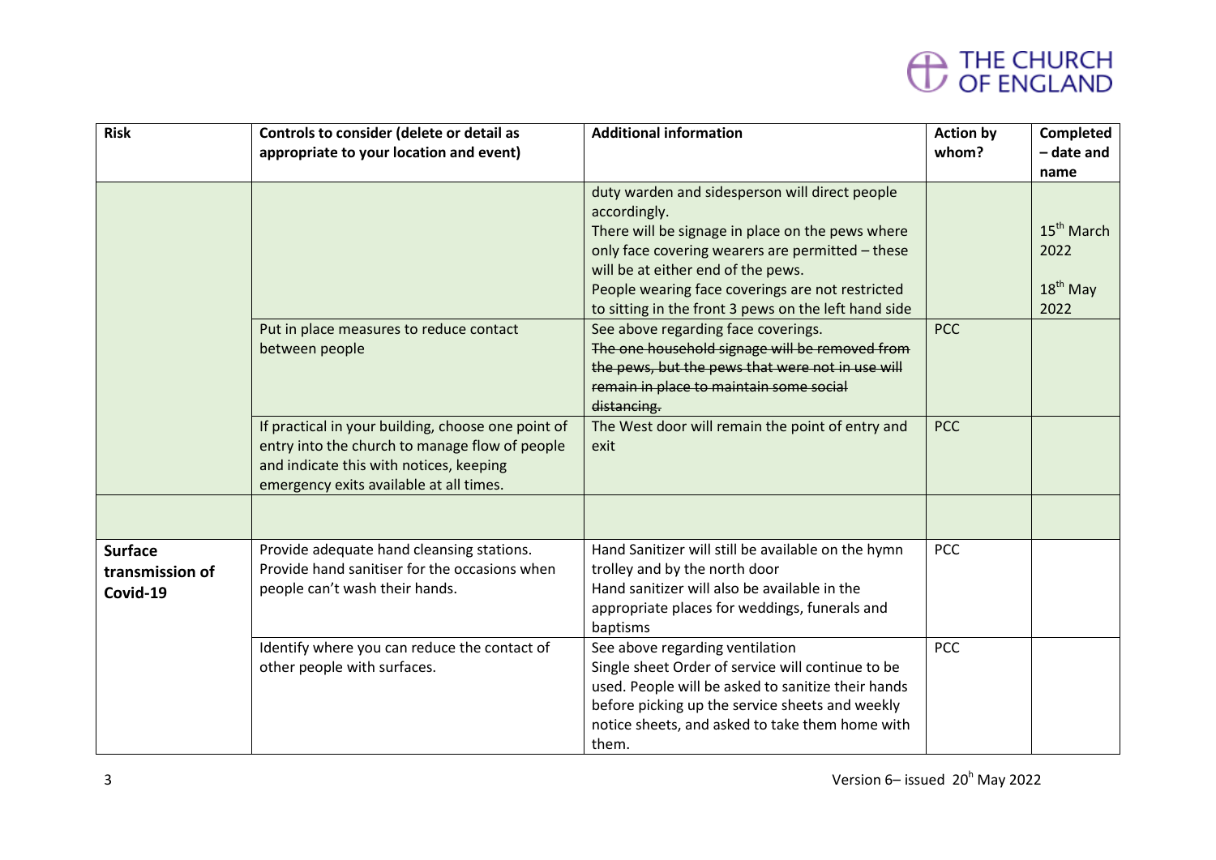| Risk | Controls to consider (delete or detail as appropriate to your location and event) | Additional information | Action by whom? | Completed – date and name |
| --- | --- | --- | --- | --- |
| | | duty warden and sidesperson will direct people accordingly. There will be signage in place on the pews where only face covering wearers are permitted – these will be at either end of the pews. People wearing face coverings are not restricted to sitting in the front 3 pews on the left hand side | | 15th March 2022 18th May 2022 |
| | Put in place measures to reduce contact between people | See above regarding face coverings. ~~The one household signage will be removed from the pews, but the pews that were not in use will remain in place to maintain some social distancing.~~ | PCC | |
| | If practical in your building, choose one point of entry into the church to manage flow of people and indicate this with notices, keeping emergency exits available at all times. | The West door will remain the point of entry and exit | PCC | |
| | | | | |
| **Surface transmission of Covid-19** | Provide adequate hand cleansing stations. Provide hand sanitiser for the occasions when people can't wash their hands. | Hand Sanitizer will still be available on the hymn trolley and by the north door Hand sanitizer will also be available in the appropriate places for weddings, funerals and baptisms | PCC | |
| | Identify where you can reduce the contact of other people with surfaces. | See above regarding ventilation Single sheet Order of service will continue to be used. People will be asked to sanitize their hands before picking up the service sheets and weekly notice sheets, and asked to take them home with them. | PCC | |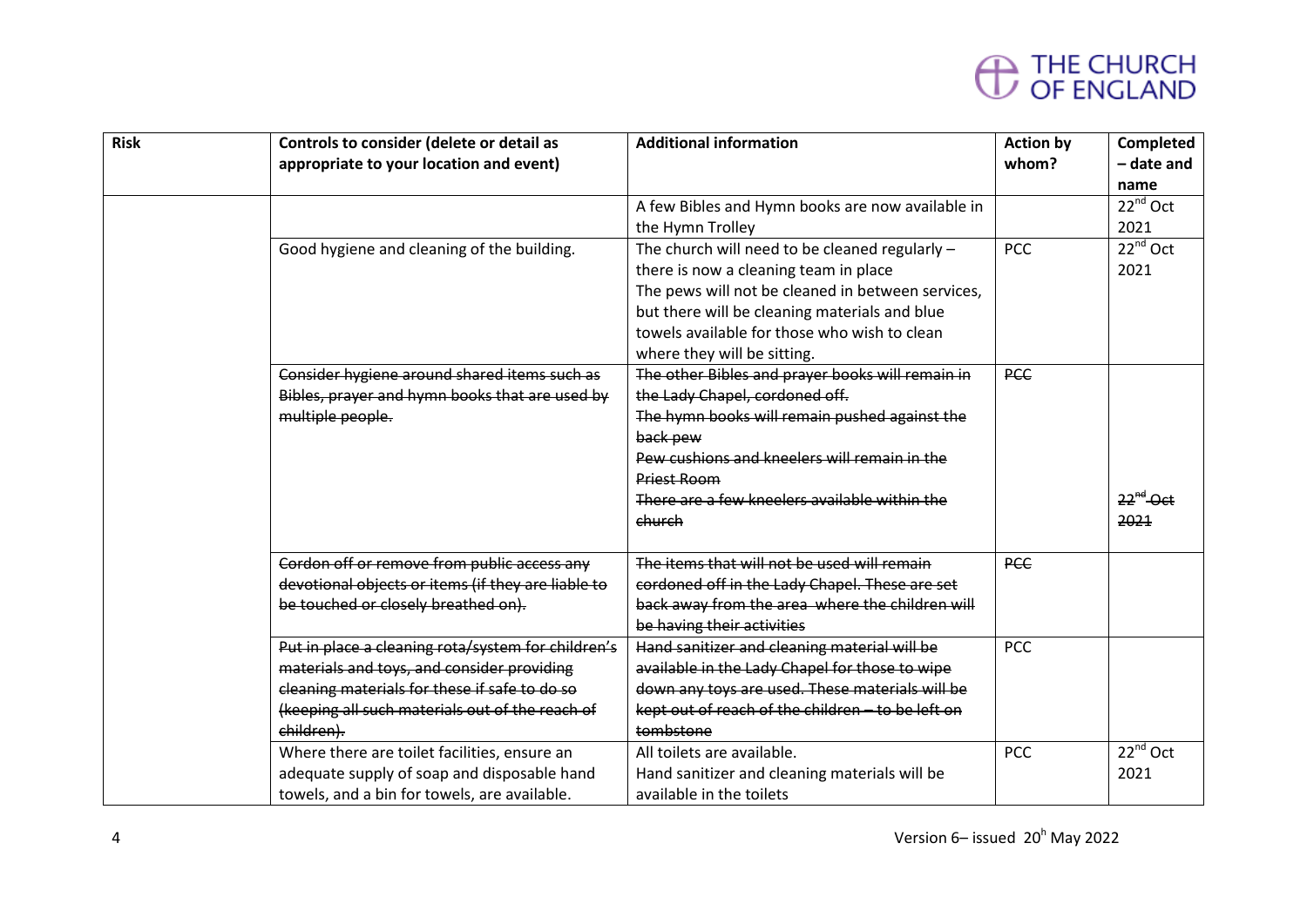| Risk | Controls to consider (delete or detail as appropriate to your location and event) | Additional information | Action by whom? | Completed – date and name |
|---|---|---|---|---|
| | | A few Bibles and Hymn books are now available in the Hymn Trolley | | 22nd Oct 2021 |
| | Good hygiene and cleaning of the building. | The church will need to be cleaned regularly – there is now a cleaning team in place<br>The pews will not be cleaned in between services, but there will be cleaning materials and blue towels available for those who wish to clean where they will be sitting. | PCC | 22nd Oct 2021 |
| | ~~Consider hygiene around shared items such as Bibles, prayer and hymn books that are used by multiple people.~~ | ~~The other Bibles and prayer books will remain in the Lady Chapel, cordoned off.~~<br>~~The hymn books will remain pushed against the back pew~~<br>~~Pew cushions and kneelers will remain in the Priest Room~~<br>~~There are a few kneelers available within the church~~ | ~~PCC~~ | ~~22nd Oct 2021~~ |
| | ~~Cordon off or remove from public access any devotional objects or items (if they are liable to be touched or closely breathed on).~~ | ~~The items that will not be used will remain cordoned off in the Lady Chapel. These are set back away from the area where the children will be having their activities~~ | ~~PCC~~ | |
| | ~~Put in place a cleaning rota/system for children's materials and toys, and consider providing cleaning materials for these if safe to do so (keeping all such materials out of the reach of children).~~ | ~~Hand sanitizer and cleaning material will be available in the Lady Chapel for those to wipe down any toys are used. These materials will be kept out of reach of the children – to be left on tombstone~~ | PCC | |
| | Where there are toilet facilities, ensure an adequate supply of soap and disposable hand towels, and a bin for towels, are available. | All toilets are available.<br>Hand sanitizer and cleaning materials will be available in the toilets | PCC | 22nd Oct 2021 |

Version 6– issued 20h May 2022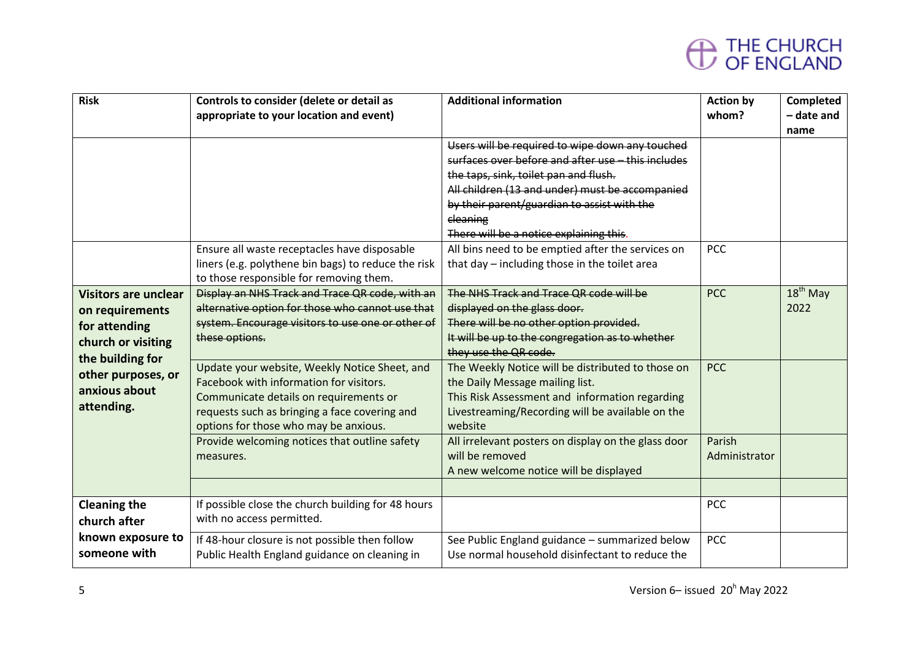| Risk | Controls to consider (delete or detail as appropriate to your location and event) | Additional information | Action by whom? | Completed – date and name |
|---|---|---|---|---|
| | | ~~Users will be required to wipe down any touched surfaces over before and after use – this includes the taps, sink, toilet pan and flush.~~<br>~~All children (13 and under) must be accompanied by their parent/guardian to assist with the cleaning~~<br>~~There will be a notice explaining this.~~ | | |
| | Ensure all waste receptacles have disposable liners (e.g. polythene bin bags) to reduce the risk to those responsible for removing them. | All bins need to be emptied after the services on that day – including those in the toilet area | PCC | |
| **Visitors are unclear on requirements for attending church or visiting the building for other purposes, or anxious about attending.** | ~~Display an NHS Track and Trace QR code, with an alternative option for those who cannot use that system. Encourage visitors to use one or other of these options.~~ | ~~The NHS Track and Trace QR code will be displayed on the glass door.~~<br>~~There will be no other option provided.~~<br>~~It will be up to the congregation as to whether they use the QR code.~~ | PCC | 18th May 2022 |
| | Update your website, Weekly Notice Sheet, and Facebook with information for visitors. Communicate details on requirements or requests such as bringing a face covering and options for those who may be anxious. | The Weekly Notice will be distributed to those on the Daily Message mailing list.<br>This Risk Assessment and information regarding Livestreaming/Recording will be available on the website | PCC | |
| | Provide welcoming notices that outline safety measures. | All irrelevant posters on display on the glass door will be removed<br>A new welcome notice will be displayed | Parish Administrator | |
| | | | | |
| **Cleaning the church after known exposure to someone with** | If possible close the church building for 48 hours with no access permitted. | | PCC | |
| | If 48-hour closure is not possible then follow Public Health England guidance on cleaning in | See Public England guidance – summarized below<br>Use normal household disinfectant to reduce the | PCC | |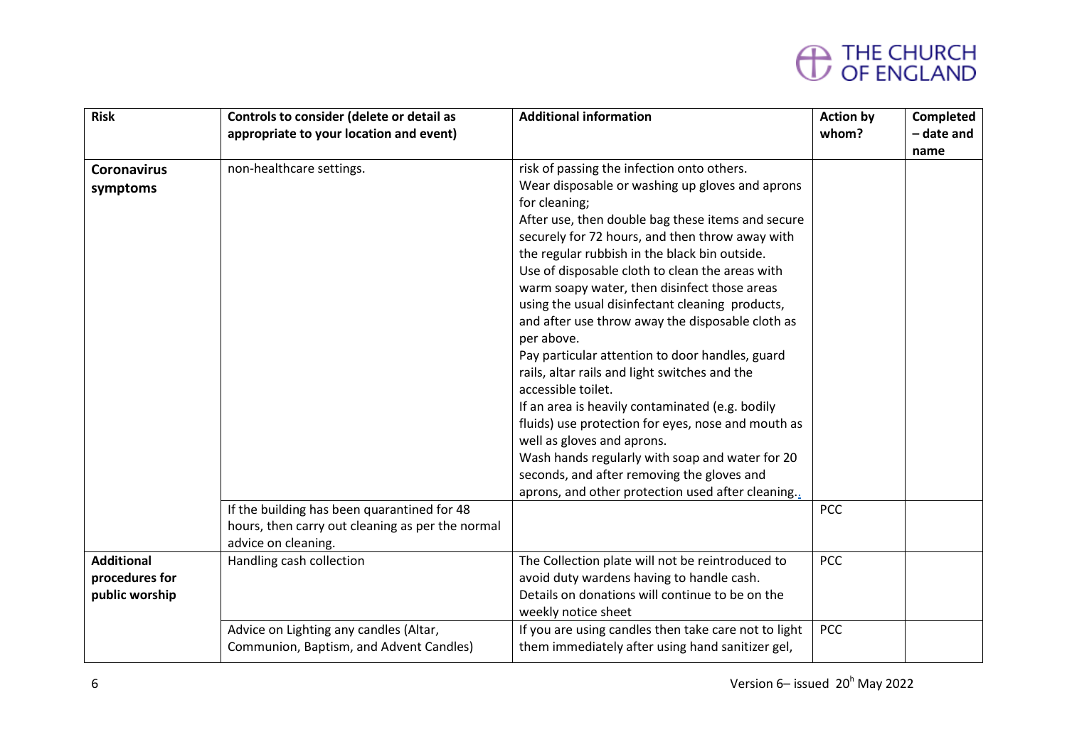| Risk | Controls to consider (delete or detail as appropriate to your location and event) | Additional information | Action by whom? | Completed – date and name |
|---|---|---|---|---|
| **Coronavirus symptoms** | non-healthcare settings. | risk of passing the infection onto others.<br>Wear disposable or washing up gloves and aprons for cleaning;<br>After use, then double bag these items and secure securely for 72 hours, and then throw away with the regular rubbish in the black bin outside.<br>Use of disposable cloth to clean the areas with warm soapy water, then disinfect those areas using the usual disinfectant cleaning products, and after use throw away the disposable cloth as per above.<br>Pay particular attention to door handles, guard rails, altar rails and light switches and the accessible toilet.<br>If an area is heavily contaminated (e.g. bodily fluids) use protection for eyes, nose and mouth as well as gloves and aprons.<br>Wash hands regularly with soap and water for 20 seconds, and after removing the gloves and aprons, and other protection used after cleaning.. | | |
| | If the building has been quarantined for 48 hours, then carry out cleaning as per the normal advice on cleaning. | | PCC | |
| **Additional procedures for public worship** | Handling cash collection | The Collection plate will not be reintroduced to avoid duty wardens having to handle cash.<br>Details on donations will continue to be on the weekly notice sheet | PCC | |
| | Advice on Lighting any candles (Altar, Communion, Baptism, and Advent Candles) | If you are using candles then take care not to light them immediately after using hand sanitizer gel, | PCC | |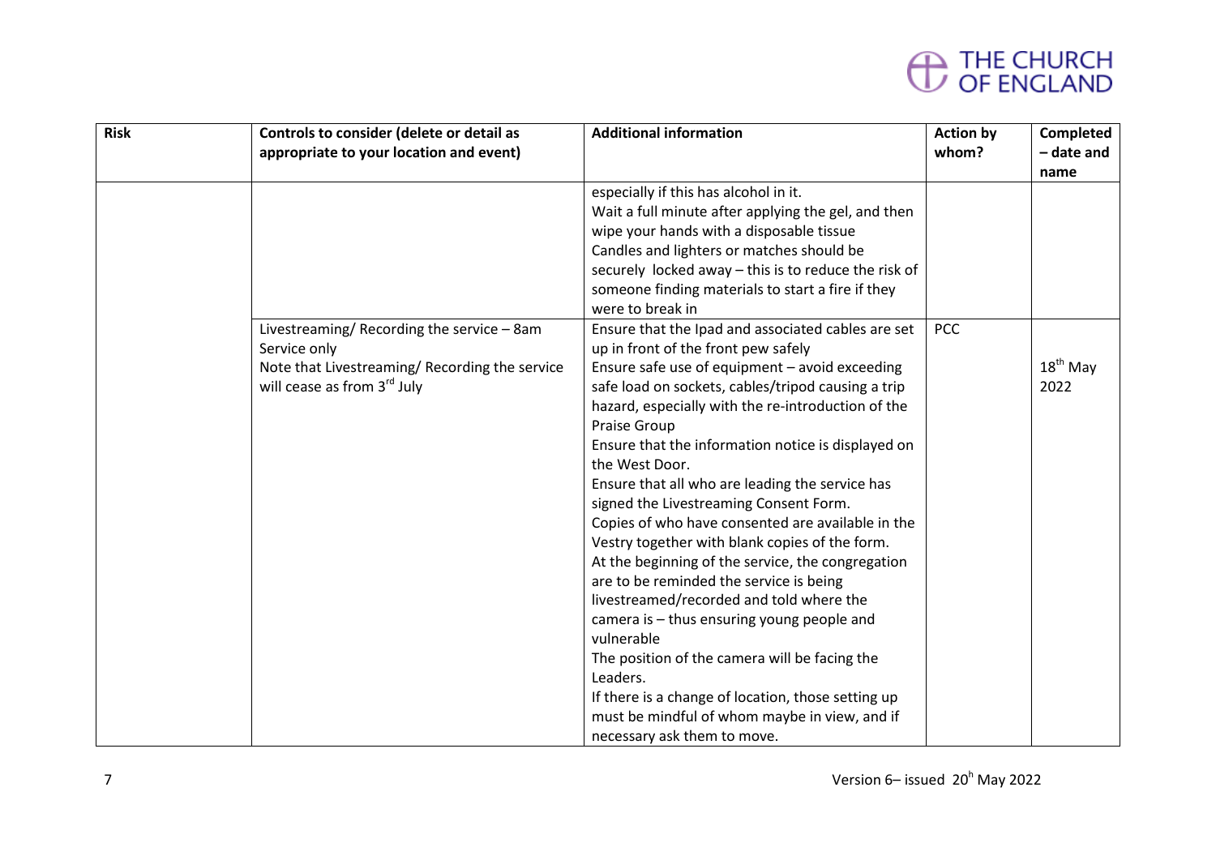| Risk | Controls to consider (delete or detail as appropriate to your location and event) | Additional information | Action by whom? | Completed – date and name |
|---|---|---|---|---|
| | | especially if this has alcohol in it.<br>Wait a full minute after applying the gel, and then wipe your hands with a disposable tissue<br>Candles and lighters or matches should be securely locked away – this is to reduce the risk of someone finding materials to start a fire if they were to break in | | |
| | Livestreaming/ Recording the service – 8am Service only<br>Note that Livestreaming/ Recording the service will cease as from 3rd July | Ensure that the Ipad and associated cables are set up in front of the front pew safely<br>Ensure safe use of equipment – avoid exceeding safe load on sockets, cables/tripod causing a trip hazard, especially with the re-introduction of the Praise Group<br>Ensure that the information notice is displayed on the West Door.<br>Ensure that all who are leading the service has signed the Livestreaming Consent Form.<br>Copies of who have consented are available in the Vestry together with blank copies of the form.<br>At the beginning of the service, the congregation are to be reminded the service is being livestreamed/recorded and told where the camera is – thus ensuring young people and vulnerable<br>The position of the camera will be facing the Leaders.<br>If there is a change of location, those setting up must be mindful of whom maybe in view, and if necessary ask them to move. | PCC | 18th May 2022 |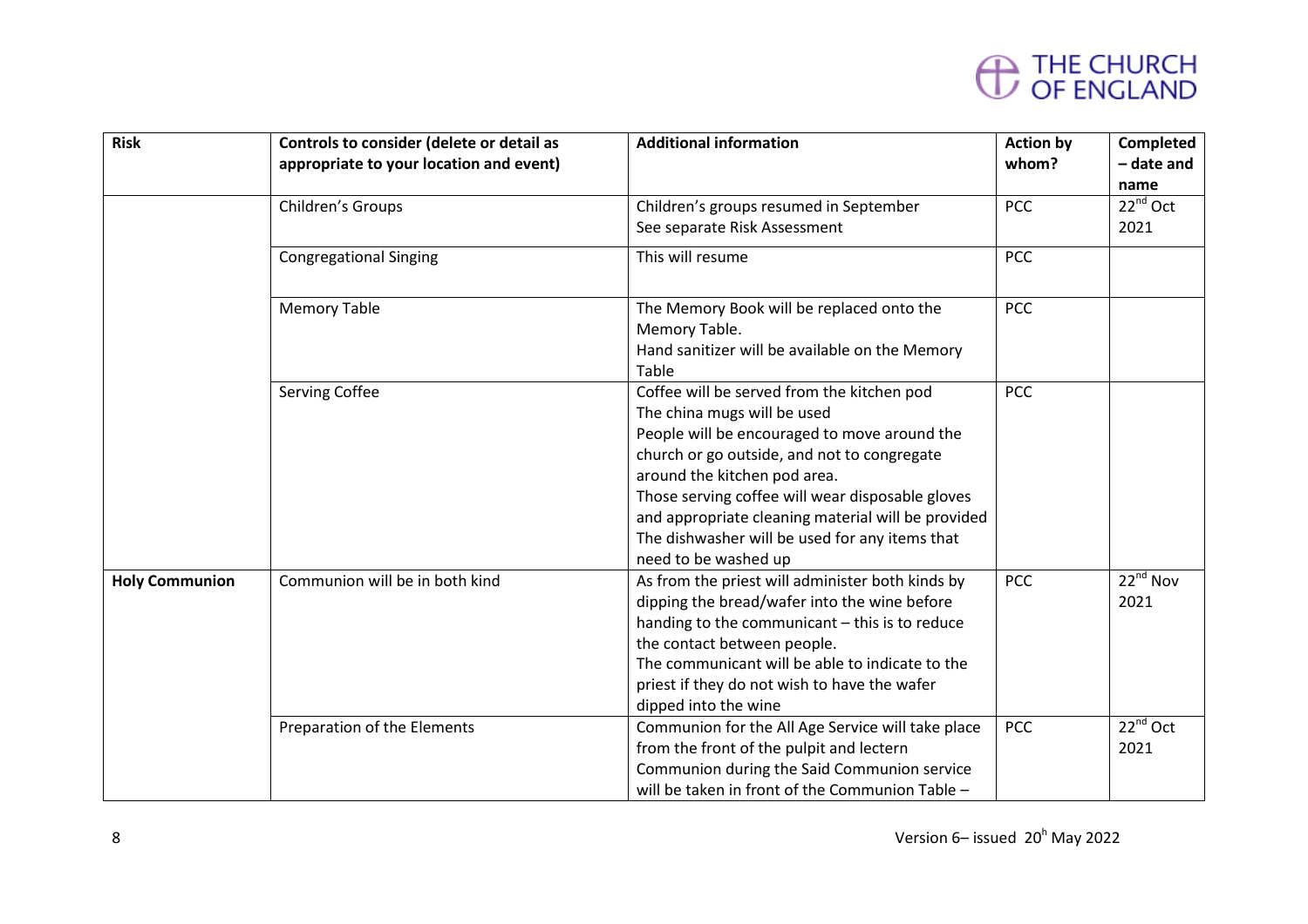| Risk | Controls to consider (delete or detail as appropriate to your location and event) | Additional information | Action by whom? | Completed – date and name |
|---|---|---|---|---|
| | Children's Groups | Children's groups resumed in September<br>See separate Risk Assessment | PCC | 22nd Oct 2021 |
| | Congregational Singing | This will resume | PCC | |
| | Memory Table | The Memory Book will be replaced onto the Memory Table.<br>Hand sanitizer will be available on the Memory Table | PCC | |
| | Serving Coffee | Coffee will be served from the kitchen pod<br>The china mugs will be used<br>People will be encouraged to move around the church or go outside, and not to congregate around the kitchen pod area.<br>Those serving coffee will wear disposable gloves and appropriate cleaning material will be provided<br>The dishwasher will be used for any items that need to be washed up | PCC | |
| **Holy Communion** | Communion will be in both kind | As from the priest will administer both kinds by dipping the bread/wafer into the wine before handing to the communicant – this is to reduce the contact between people.<br>The communicant will be able to indicate to the priest if they do not wish to have the wafer dipped into the wine | PCC | 22nd Nov 2021 |
| | Preparation of the Elements | Communion for the All Age Service will take place from the front of the pulpit and lectern<br>Communion during the Said Communion service will be taken in front of the Communion Table – | PCC | 22nd Oct 2021 |

Version 6– issued 20h May 2022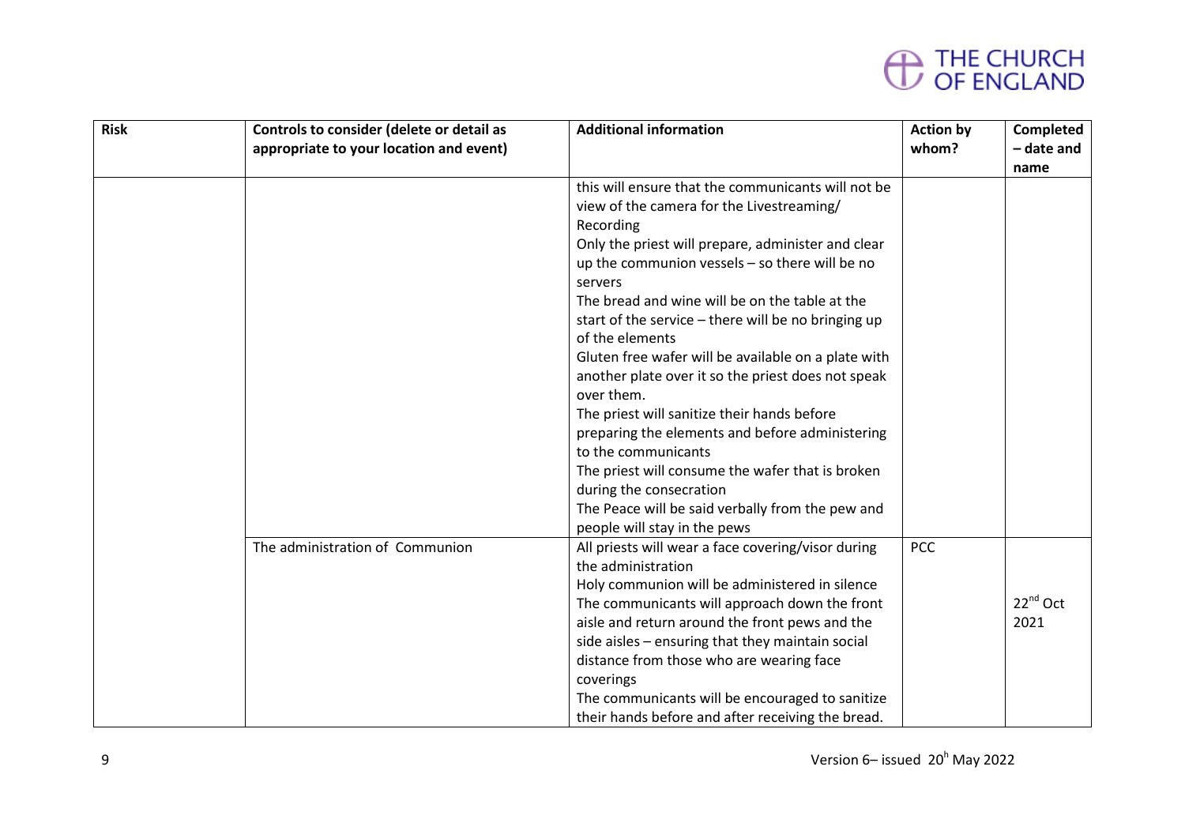| Risk | Controls to consider (delete or detail as appropriate to your location and event) | Additional information | Action by whom? | Completed – date and name |
|---|---|---|---|---|
| | | this will ensure that the communicants will not be view of the camera for the Livestreaming/ Recording<br>Only the priest will prepare, administer and clear up the communion vessels – so there will be no servers<br>The bread and wine will be on the table at the start of the service – there will be no bringing up of the elements<br>Gluten free wafer will be available on a plate with another plate over it so the priest does not speak over them.<br>The priest will sanitize their hands before preparing the elements and before administering to the communicants<br>The priest will consume the wafer that is broken during the consecration<br>The Peace will be said verbally from the pew and people will stay in the pews | | |
| | The administration of Communion | All priests will wear a face covering/visor during the administration<br>Holy communion will be administered in silence<br>The communicants will approach down the front aisle and return around the front pews and the side aisles – ensuring that they maintain social distance from those who are wearing face coverings<br>The communicants will be encouraged to sanitize their hands before and after receiving the bread. | PCC | 22nd Oct 2021 |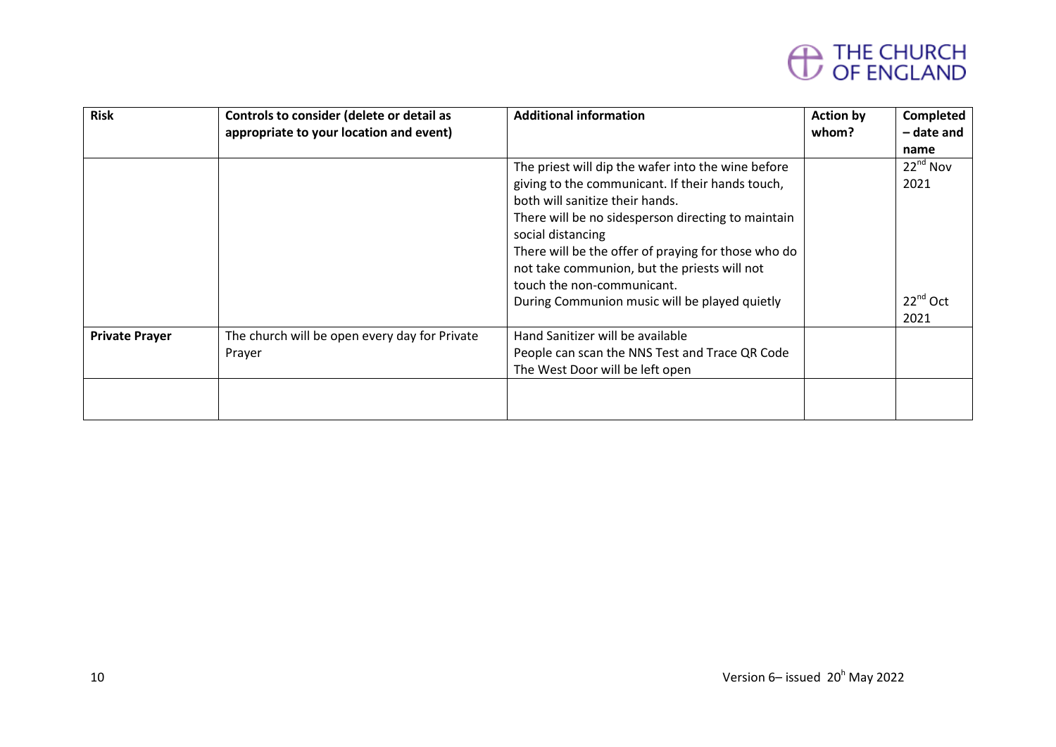| Risk | Controls to consider (delete or detail as appropriate to your location and event) | Additional information | Action by whom? | Completed – date and name |
|---|---|---|---|---|
| | | The priest will dip the wafer into the wine before giving to the communicant. If their hands touch, both will sanitize their hands.<br>There will be no sidesperson directing to maintain social distancing<br>There will be the offer of praying for those who do not take communion, but the priests will not touch the non-communicant.<br>During Communion music will be played quietly | | 22nd Nov 2021<br><br>22nd Oct 2021 |
| **Private Prayer** | The church will be open every day for Private Prayer | Hand Sanitizer will be available<br>People can scan the NNS Test and Trace QR Code<br>The West Door will be left open | | |
| | | | | |